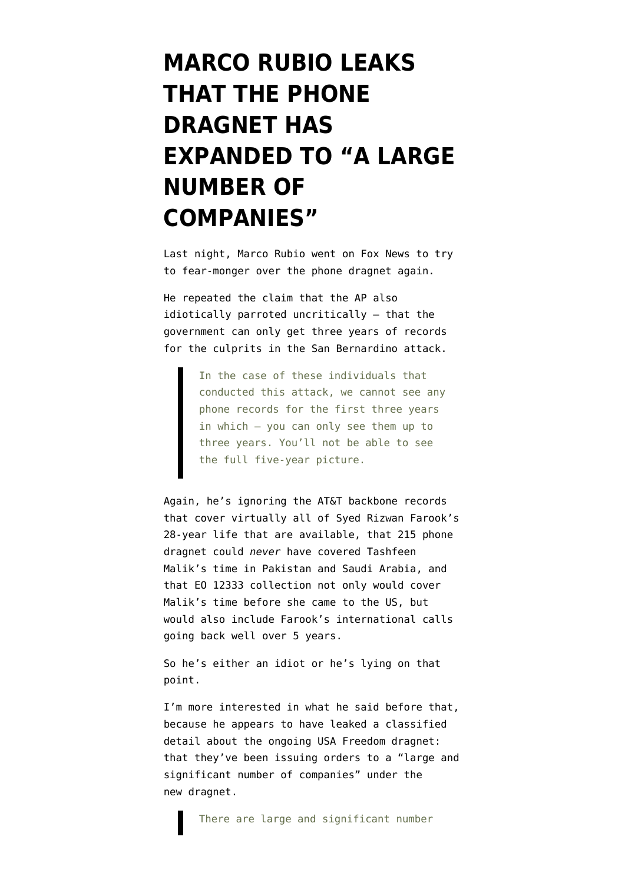# MARCO RUBIO LEAKS THAT THE PHONE DRAGNET HAS EXPANDED TO "A LARGE NUMBER OF COMPANIES"

Last night, Marco Rubio went on Fox News to try to fear-monger over the phone dragnet again.

He repeated the claim that the AP also idiotically parroted uncritically — that the government can only get three years of records for the culprits in the San Bernardino attack.

> In the case of these individuals that conducted this attack, we cannot see any phone records for the first three years in which — you can only see them up to three years. You'll not be able to see the full five-year picture.

Again, he's ignoring the AT&T backbone records that cover virtually all of Syed Rizwan Farook's 28-year life that are available, that 215 phone dragnet could *never* have covered Tashfeen Malik's time in Pakistan and Saudi Arabia, and that EO 12333 collection not only would cover Malik's time before she came to the US, but would also include Farook's international calls going back well over 5 years.

So he's either an idiot or he's lying on that point.

I'm more interested in what he said before that, because he appears to have leaked a classified detail about the ongoing USA Freedom dragnet: that they've been issuing orders to a "large and significant number of companies" under the new dragnet.

> There are large and significant number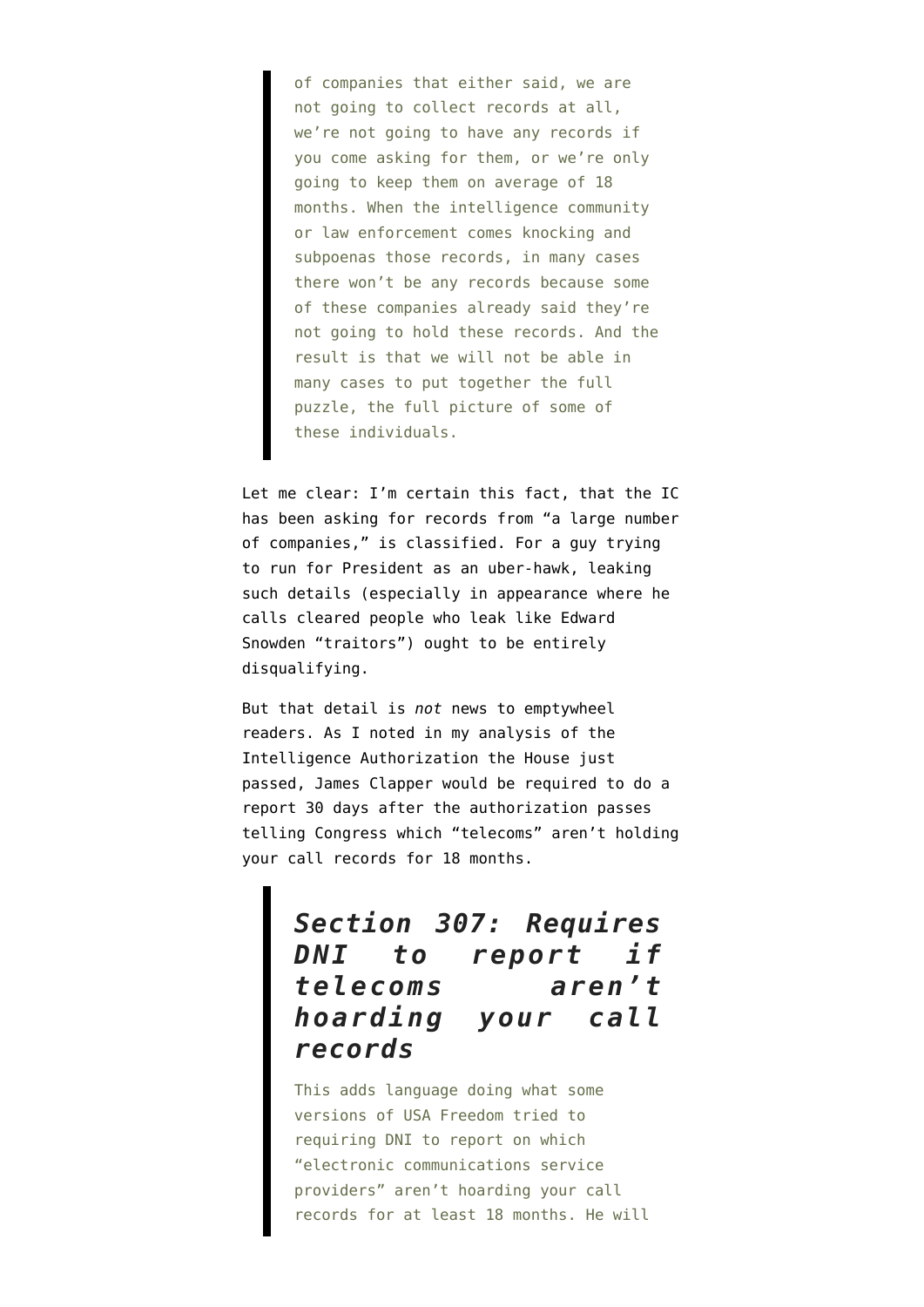> of companies that either said, we are not going to collect records at all, we're not going to have any records if you come asking for them, or we're only going to keep them on average of 18 months. When the intelligence community or law enforcement comes knocking and subpoenas those records, in many cases there won't be any records because some of these companies already said they're not going to hold these records. And the result is that we will not be able in many cases to put together the full puzzle, the full picture of some of these individuals.

Let me clear: I'm certain this fact, that the IC has been asking for records from "a large number of companies," is classified. For a guy trying to run for President as an uber-hawk, leaking such details (especially in appearance where he calls cleared people who leak like Edward Snowden "traitors") ought to be entirely disqualifying.

But that detail is *not* news to emptywheel readers. As I noted in my analysis of the Intelligence Authorization the House just passed, James Clapper would be required to do a report 30 days after the authorization passes telling Congress which "telecoms" aren't holding your call records for 18 months.

> ### *Section 307: Requires DNI to report if telecoms aren't hoarding your call records*
>
> This adds language doing what some versions of USA Freedom tried to requiring DNI to report on which "electronic communications service providers" aren't hoarding your call records for at least 18 months. He will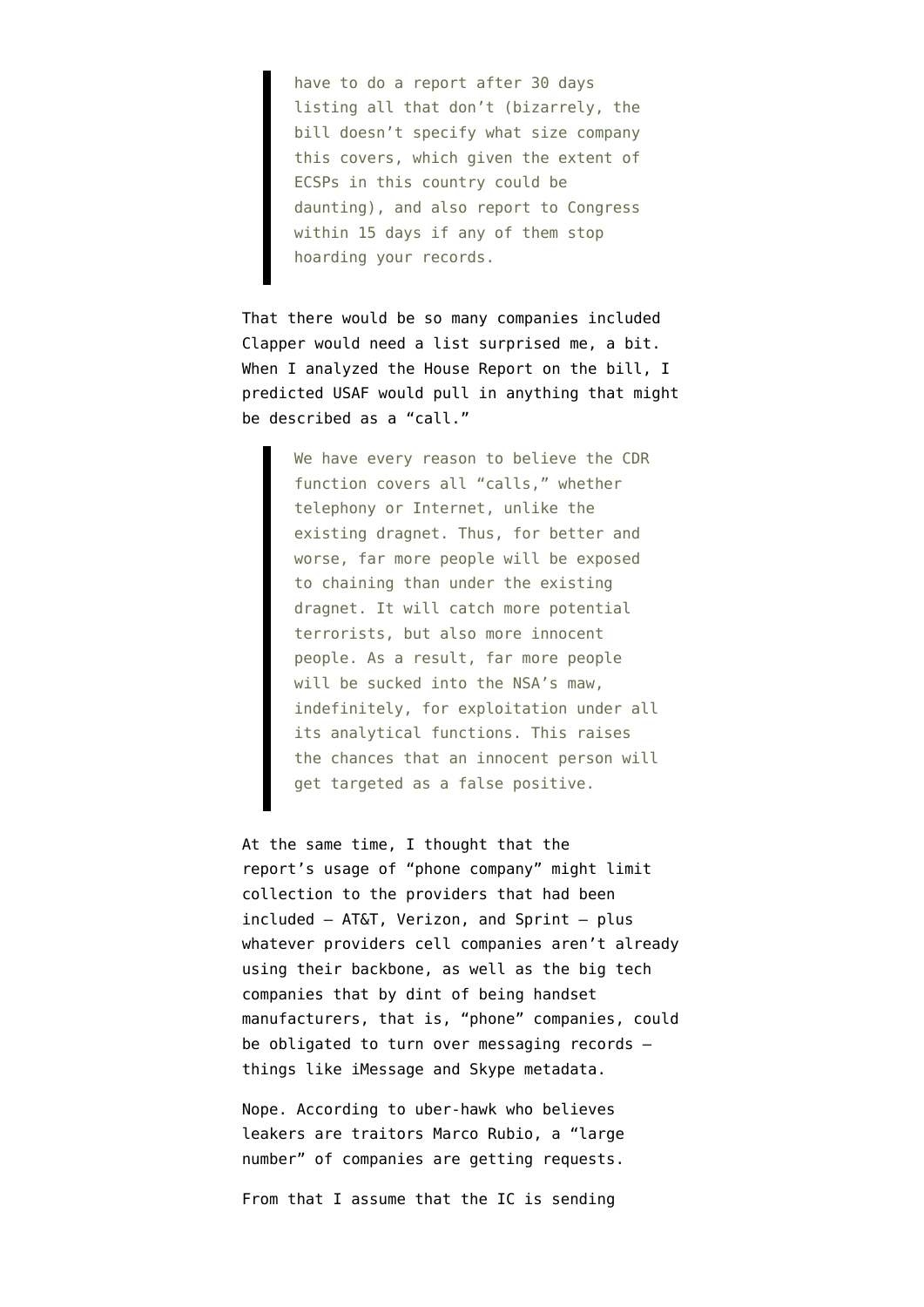> have to do a report after 30 days listing all that don't (bizarrely, the bill doesn't specify what size company this covers, which given the extent of ECSPs in this country could be daunting), and also report to Congress within 15 days if any of them stop hoarding your records.

That there would be so many companies included Clapper would need a list surprised me, a bit. When I analyzed the House Report on the bill, I predicted USAF would pull in anything that might be described as a "call."

> We have every reason to believe the CDR function covers all "calls," whether telephony or Internet, unlike the existing dragnet. Thus, for better and worse, far more people will be exposed to chaining than under the existing dragnet. It will catch more potential terrorists, but also more innocent people. As a result, far more people will be sucked into the NSA's maw, indefinitely, for exploitation under all its analytical functions. This raises the chances that an innocent person will get targeted as a false positive.

At the same time, I thought that the report's usage of "phone company" might limit collection to the providers that had been included — AT&T, Verizon, and Sprint — plus whatever providers cell companies aren't already using their backbone, as well as the big tech companies that by dint of being handset manufacturers, that is, "phone" companies, could be obligated to turn over messaging records — things like iMessage and Skype metadata.

Nope. According to uber-hawk who believes leakers are traitors Marco Rubio, a "large number" of companies are getting requests.

From that I assume that the IC is sending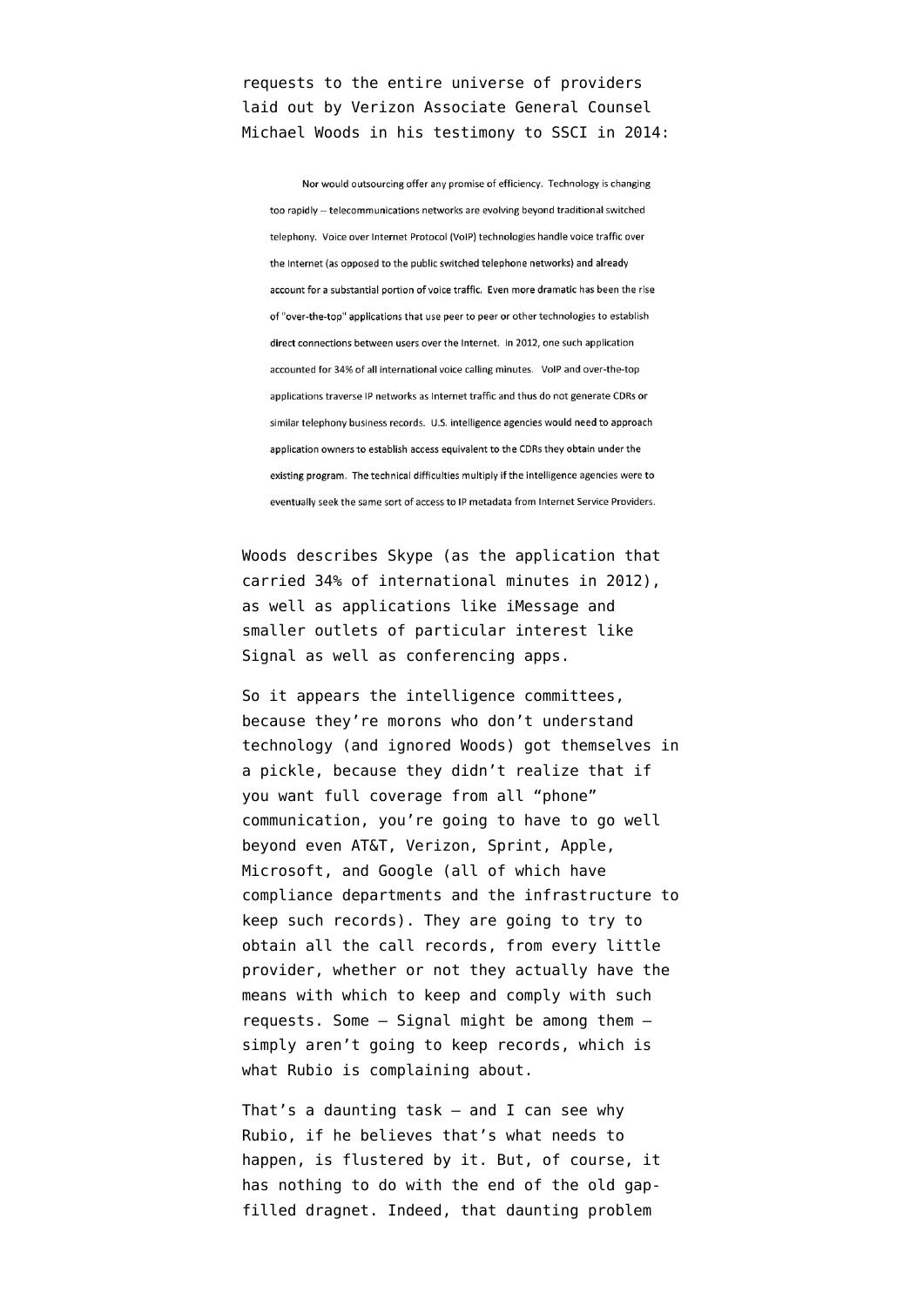requests to the entire universe of providers laid out by Verizon Associate General Counsel Michael Woods in his testimony to SSCI in 2014:

> Nor would outsourcing offer any promise of efficiency. Technology is changing too rapidly -- telecommunications networks are evolving beyond traditional switched telephony. Voice over Internet Protocol (VoIP) technologies handle voice traffic over the Internet (as opposed to the public switched telephone networks) and already account for a substantial portion of voice traffic. Even more dramatic has been the rise of "over-the-top" applications that use peer to peer or other technologies to establish direct connections between users over the Internet. In 2012, one such application accounted for 34% of all international voice calling minutes. VoIP and over-the-top applications traverse IP networks as Internet traffic and thus do not generate CDRs or similar telephony business records. U.S. intelligence agencies would need to approach application owners to establish access equivalent to the CDRs they obtain under the existing program. The technical difficulties multiply if the intelligence agencies were to eventually seek the same sort of access to IP metadata from Internet Service Providers.

Woods describes Skype (as the application that carried 34% of international minutes in 2012), as well as applications like iMessage and smaller outlets of particular interest like Signal as well as conferencing apps.

So it appears the intelligence committees, because they're morons who don't understand technology (and ignored Woods) got themselves in a pickle, because they didn't realize that if you want full coverage from all "phone" communication, you're going to have to go well beyond even AT&T, Verizon, Sprint, Apple, Microsoft, and Google (all of which have compliance departments and the infrastructure to keep such records). They are going to try to obtain all the call records, from every little provider, whether or not they actually have the means with which to keep and comply with such requests. Some — Signal might be among them — simply aren't going to keep records, which is what Rubio is complaining about.

That's a daunting task — and I can see why Rubio, if he believes that's what needs to happen, is flustered by it. But, of course, it has nothing to do with the end of the old gap-filled dragnet. Indeed, that daunting problem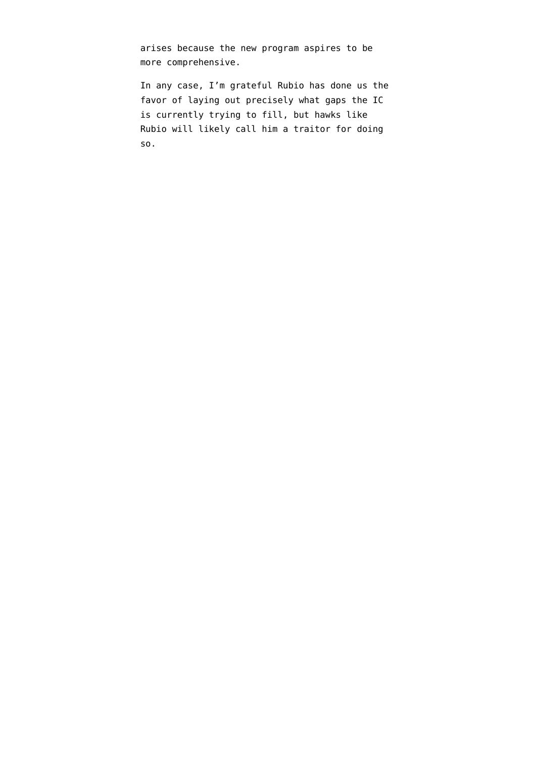arises because the new program aspires to be more comprehensive.

In any case, I'm grateful Rubio has done us the favor of laying out precisely what gaps the IC is currently trying to fill, but hawks like Rubio will likely call him a traitor for doing so.